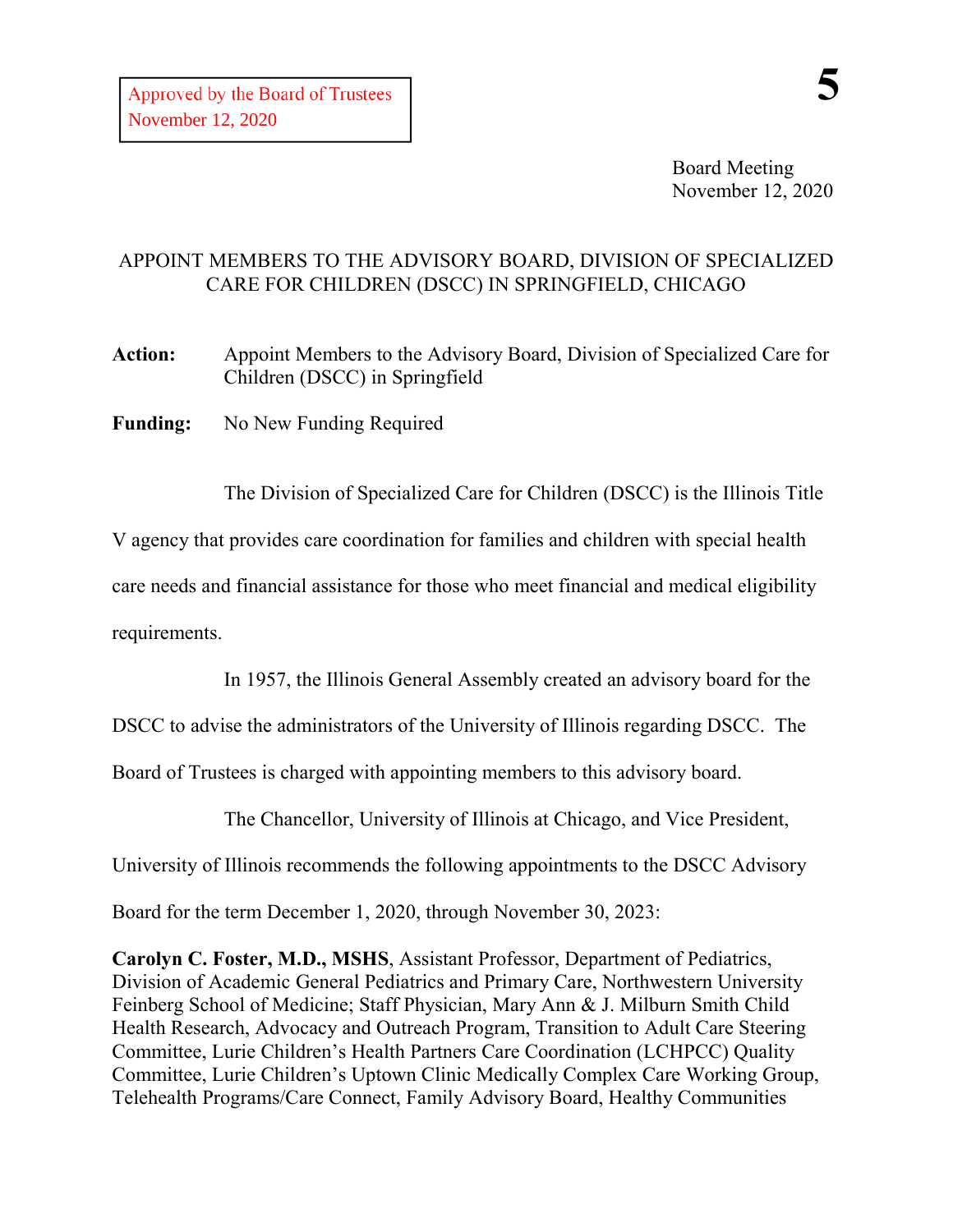Approved by the Board of Trustees
November 12, 2020

Board Meeting
November 12, 2020

# APPOINT MEMBERS TO THE ADVISORY BOARD, DIVISION OF SPECIALIZED CARE FOR CHILDREN (DSCC) IN SPRINGFIELD, CHICAGO

**Action:** Appoint Members to the Advisory Board, Division of Specialized Care for Children (DSCC) in Springfield

**Funding:** No New Funding Required

The Division of Specialized Care for Children (DSCC) is the Illinois Title V agency that provides care coordination for families and children with special health care needs and financial assistance for those who meet financial and medical eligibility requirements.

In 1957, the Illinois General Assembly created an advisory board for the DSCC to advise the administrators of the University of Illinois regarding DSCC. The Board of Trustees is charged with appointing members to this advisory board.

The Chancellor, University of Illinois at Chicago, and Vice President, University of Illinois recommends the following appointments to the DSCC Advisory Board for the term December 1, 2020, through November 30, 2023:

**Carolyn C. Foster, M.D., MSHS**, Assistant Professor, Department of Pediatrics, Division of Academic General Pediatrics and Primary Care, Northwestern University Feinberg School of Medicine; Staff Physician, Mary Ann & J. Milburn Smith Child Health Research, Advocacy and Outreach Program, Transition to Adult Care Steering Committee, Lurie Children's Health Partners Care Coordination (LCHPCC) Quality Committee, Lurie Children's Uptown Clinic Medically Complex Care Working Group, Telehealth Programs/Care Connect, Family Advisory Board, Healthy Communities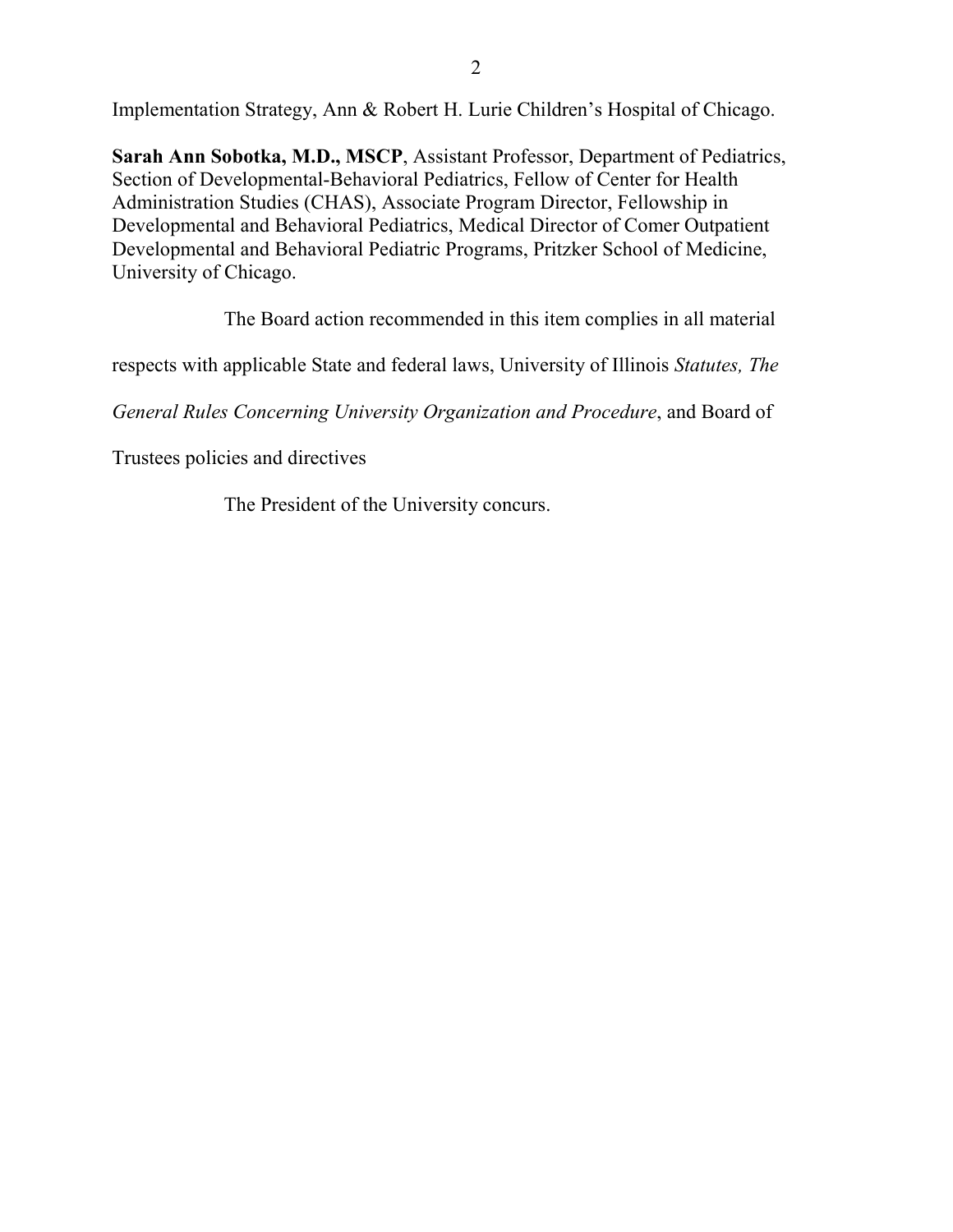Implementation Strategy, Ann & Robert H. Lurie Children's Hospital of Chicago.

**Sarah Ann Sobotka, M.D., MSCP**, Assistant Professor, Department of Pediatrics, Section of Developmental-Behavioral Pediatrics, Fellow of Center for Health Administration Studies (CHAS), Associate Program Director, Fellowship in Developmental and Behavioral Pediatrics, Medical Director of Comer Outpatient Developmental and Behavioral Pediatric Programs, Pritzker School of Medicine, University of Chicago.

The Board action recommended in this item complies in all material respects with applicable State and federal laws, University of Illinois *Statutes, The General Rules Concerning University Organization and Procedure*, and Board of Trustees policies and directives

The President of the University concurs.